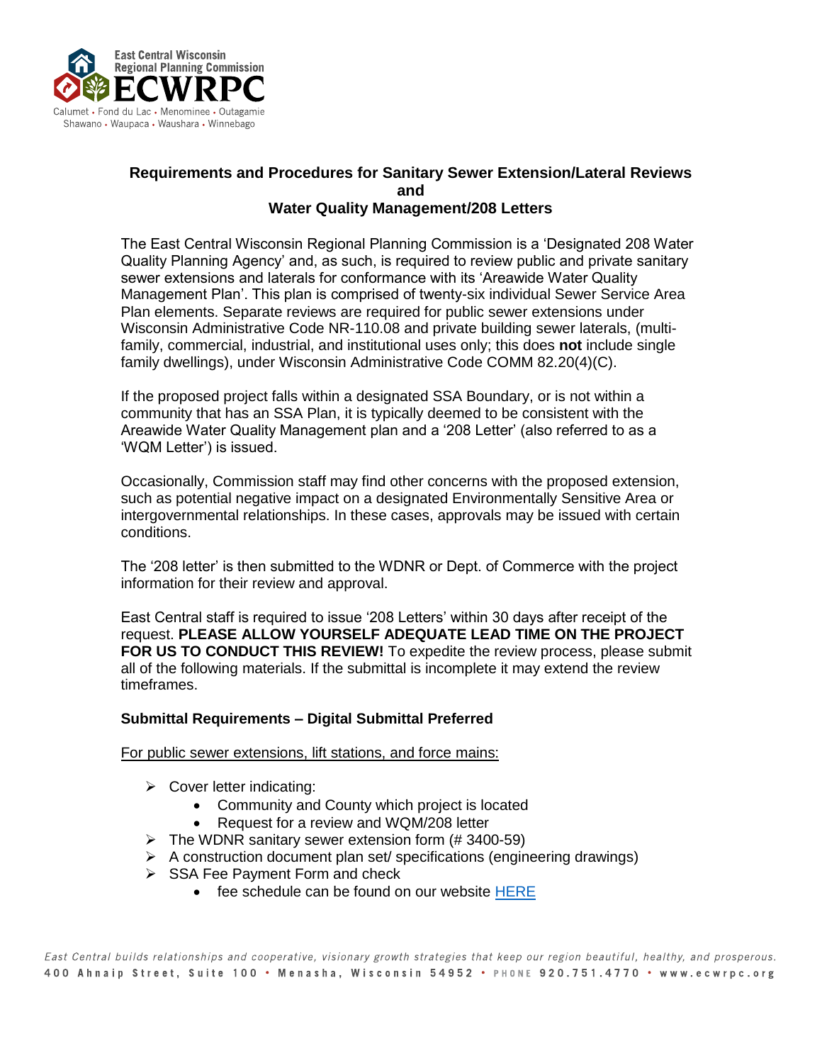East Central Wisconsin Regional Planning Commission
ECWRPC
Calumet • Fond du Lac • Menominee • Outagamie
Shawano • Waupaca • Waushara • Winnebago

# Requirements and Procedures for Sanitary Sewer Extension/Lateral Reviews and Water Quality Management/208 Letters

The East Central Wisconsin Regional Planning Commission is a 'Designated 208 Water Quality Planning Agency' and, as such, is required to review public and private sanitary sewer extensions and laterals for conformance with its 'Areawide Water Quality Management Plan'. This plan is comprised of twenty-six individual Sewer Service Area Plan elements. Separate reviews are required for public sewer extensions under Wisconsin Administrative Code NR-110.08 and private building sewer laterals, (multi-family, commercial, industrial, and institutional uses only; this does **not** include single family dwellings), under Wisconsin Administrative Code COMM 82.20(4)(C).

If the proposed project falls within a designated SSA Boundary, or is not within a community that has an SSA Plan, it is typically deemed to be consistent with the Areawide Water Quality Management plan and a '208 Letter' (also referred to as a 'WQM Letter') is issued.

Occasionally, Commission staff may find other concerns with the proposed extension, such as potential negative impact on a designated Environmentally Sensitive Area or intergovernmental relationships. In these cases, approvals may be issued with certain conditions.

The '208 letter' is then submitted to the WDNR or Dept. of Commerce with the project information for their review and approval.

East Central staff is required to issue '208 Letters' within 30 days after receipt of the request. **PLEASE ALLOW YOURSELF ADEQUATE LEAD TIME ON THE PROJECT FOR US TO CONDUCT THIS REVIEW!** To expedite the review process, please submit all of the following materials. If the submittal is incomplete it may extend the review timeframes.

**Submittal Requirements – Digital Submittal Preferred**

<u>For public sewer extensions, lift stations, and force mains:</u>

- Cover letter indicating:
  - Community and County which project is located
  - Request for a review and WQM/208 letter
- The WDNR sanitary sewer extension form (# 3400-59)
- A construction document plan set/ specifications (engineering drawings)
- SSA Fee Payment Form and check
  - fee schedule can be found on our website HERE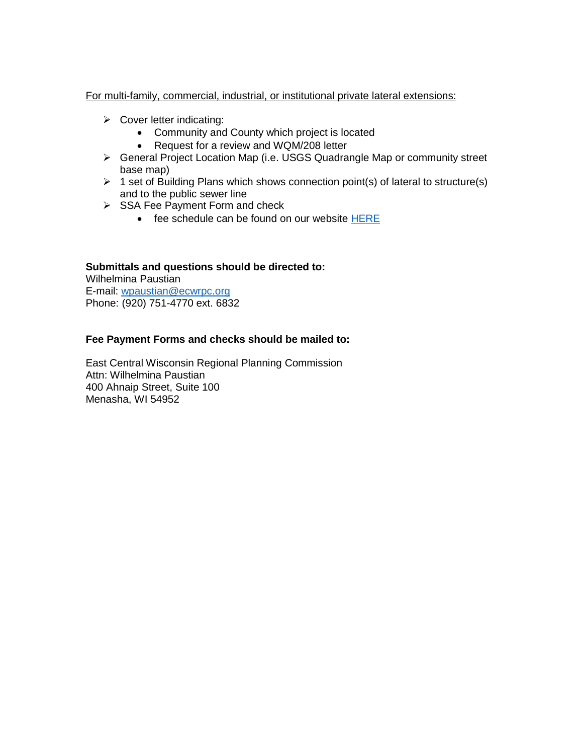For multi-family, commercial, industrial, or institutional private lateral extensions:

- Cover letter indicating:
  - Community and County which project is located
  - Request for a review and WQM/208 letter
- General Project Location Map (i.e. USGS Quadrangle Map or community street base map)
- 1 set of Building Plans which shows connection point(s) of lateral to structure(s) and to the public sewer line
- SSA Fee Payment Form and check
  - fee schedule can be found on our website HERE

**Submittals and questions should be directed to:**
Wilhelmina Paustian
E-mail: wpaustian@ecwrpc.org
Phone: (920) 751-4770 ext. 6832

**Fee Payment Forms and checks should be mailed to:**

East Central Wisconsin Regional Planning Commission
Attn: Wilhelmina Paustian
400 Ahnaip Street, Suite 100
Menasha, WI 54952